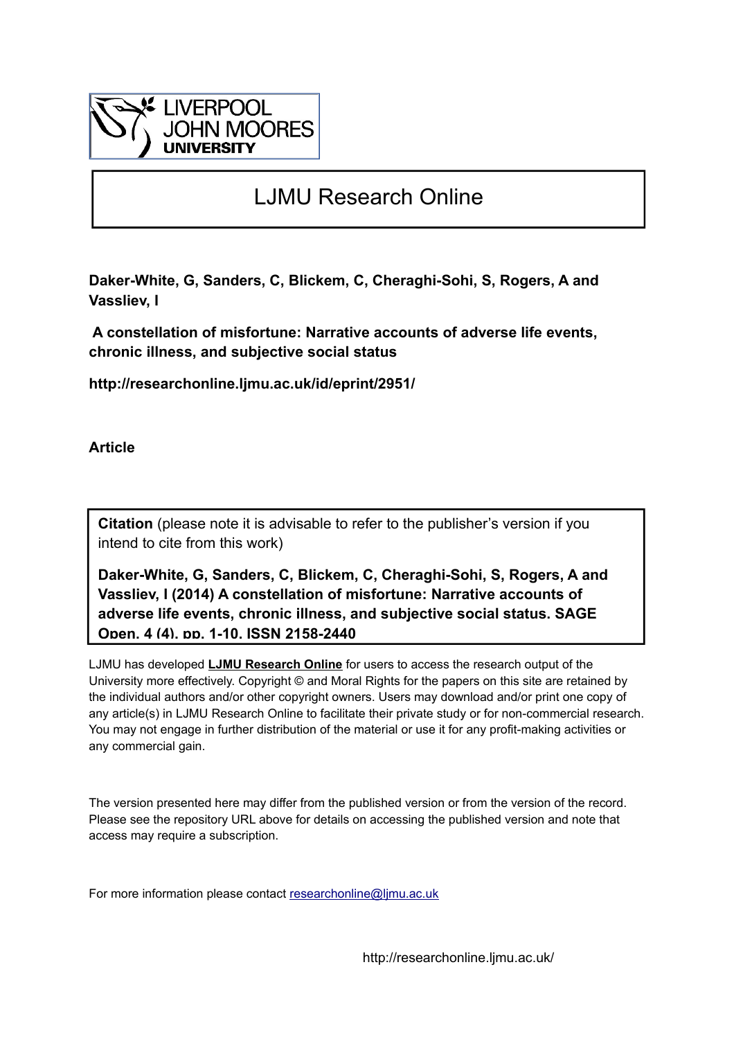# LJMU Research Online

**Daker-White, G, Sanders, C, Blickem, C, Cheraghi-Sohi, S, Rogers, A and Vassliev, I**

**A constellation of misfortune: Narrative accounts of adverse life events, chronic illness, and subjective social status**

**http://researchonline.ljmu.ac.uk/id/eprint/2951/**

**Article**

**Citation** (please note it is advisable to refer to the publisher's version if you intend to cite from this work)

**Daker-White, G, Sanders, C, Blickem, C, Cheraghi-Sohi, S, Rogers, A and Vassliev, I (2014) A constellation of misfortune: Narrative accounts of adverse life events, chronic illness, and subjective social status. SAGE Open. 4 (4). pp. 1-10. ISSN 2158-2440**

LJMU has developed **LJMU Research Online** for users to access the research output of the University more effectively. Copyright © and Moral Rights for the papers on this site are retained by the individual authors and/or other copyright owners. Users may download and/or print one copy of any article(s) in LJMU Research Online to facilitate their private study or for non-commercial research. You may not engage in further distribution of the material or use it for any profit-making activities or any commercial gain.

The version presented here may differ from the published version or from the version of the record. Please see the repository URL above for details on accessing the published version and note that access may require a subscription.

For more information please contact researchonline@ljmu.ac.uk

http://researchonline.ljmu.ac.uk/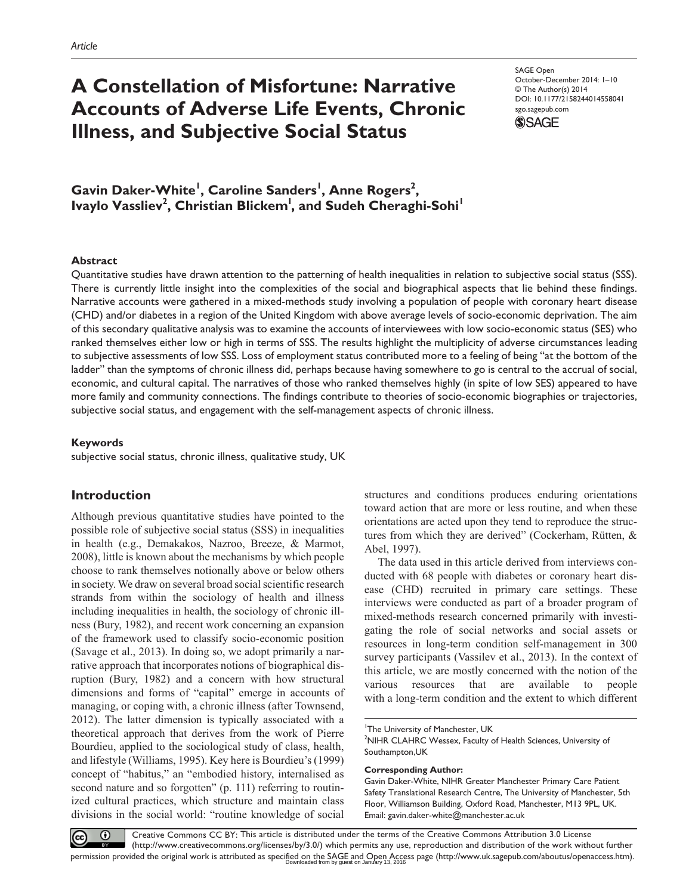Article

# A Constellation of Misfortune: Narrative Accounts of Adverse Life Events, Chronic Illness, and Subjective Social Status

SAGE Open
October-December 2014: 1–10
© The Author(s) 2014
DOI: 10.1177/2158244014558041
sgo.sagepub.com

**Gavin Daker-White[1], Caroline Sanders[1], Anne Rogers[2], Ivaylo Vassliev[2], Christian Blickem[1], and Sudeh Cheraghi-Sohi[1]**

### Abstract

Quantitative studies have drawn attention to the patterning of health inequalities in relation to subjective social status (SSS). There is currently little insight into the complexities of the social and biographical aspects that lie behind these findings. Narrative accounts were gathered in a mixed-methods study involving a population of people with coronary heart disease (CHD) and/or diabetes in a region of the United Kingdom with above average levels of socio-economic deprivation. The aim of this secondary qualitative analysis was to examine the accounts of interviewees with low socio-economic status (SES) who ranked themselves either low or high in terms of SSS. The results highlight the multiplicity of adverse circumstances leading to subjective assessments of low SSS. Loss of employment status contributed more to a feeling of being "at the bottom of the ladder" than the symptoms of chronic illness did, perhaps because having somewhere to go is central to the accrual of social, economic, and cultural capital. The narratives of those who ranked themselves highly (in spite of low SES) appeared to have more family and community connections. The findings contribute to theories of socio-economic biographies or trajectories, subjective social status, and engagement with the self-management aspects of chronic illness.

### Keywords

subjective social status, chronic illness, qualitative study, UK

## Introduction

Although previous quantitative studies have pointed to the possible role of subjective social status (SSS) in inequalities in health (e.g., Demakakos, Nazroo, Breeze, & Marmot, 2008), little is known about the mechanisms by which people choose to rank themselves notionally above or below others in society. We draw on several broad social scientific research strands from within the sociology of health and illness including inequalities in health, the sociology of chronic illness (Bury, 1982), and recent work concerning an expansion of the framework used to classify socio-economic position (Savage et al., 2013). In doing so, we adopt primarily a narrative approach that incorporates notions of biographical disruption (Bury, 1982) and a concern with how structural dimensions and forms of "capital" emerge in accounts of managing, or coping with, a chronic illness (after Townsend, 2012). The latter dimension is typically associated with a theoretical approach that derives from the work of Pierre Bourdieu, applied to the sociological study of class, health, and lifestyle (Williams, 1995). Key here is Bourdieu's (1999) concept of "habitus," an "embodied history, internalised as second nature and so forgotten" (p. 111) referring to routinized cultural practices, which structure and maintain class divisions in the social world: "routine knowledge of social structures and conditions produces enduring orientations toward action that are more or less routine, and when these orientations are acted upon they tend to reproduce the structures from which they are derived" (Cockerham, Rütten, & Abel, 1997).

The data used in this article derived from interviews conducted with 68 people with diabetes or coronary heart disease (CHD) recruited in primary care settings. These interviews were conducted as part of a broader program of mixed-methods research concerned primarily with investigating the role of social networks and social assets or resources in long-term condition self-management in 300 survey participants (Vassilev et al., 2013). In the context of this article, we are mostly concerned with the notion of the various resources that are available to people with a long-term condition and the extent to which different

[1]The University of Manchester, UK
[2]NIHR CLAHRC Wessex, Faculty of Health Sciences, University of Southampton,UK

**Corresponding Author:**
Gavin Daker-White, NIHR Greater Manchester Primary Care Patient Safety Translational Research Centre, The University of Manchester, 5th Floor, Williamson Building, Oxford Road, Manchester, M13 9PL, UK.
Email: gavin.daker-white@manchester.ac.uk

Creative Commons CC BY: This article is distributed under the terms of the Creative Commons Attribution 3.0 License (http://www.creativecommons.org/licenses/by/3.0/) which permits any use, reproduction and distribution of the work without further permission provided the original work is attributed as specified on the SAGE and Open Access page (http://www.uk.sagepub.com/aboutus/openaccess.htm).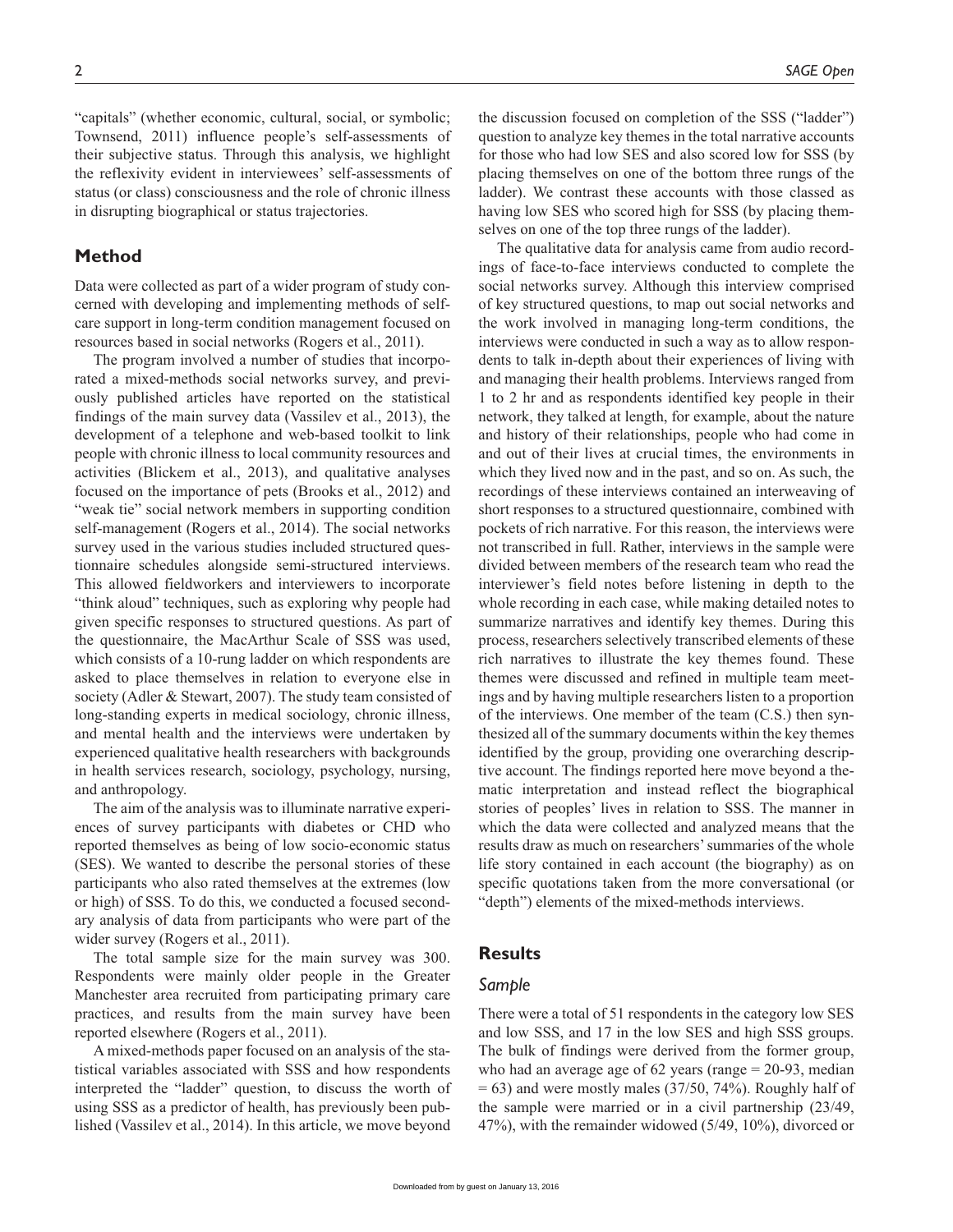"capitals" (whether economic, cultural, social, or symbolic; Townsend, 2011) influence people's self-assessments of their subjective status. Through this analysis, we highlight the reflexivity evident in interviewees' self-assessments of status (or class) consciousness and the role of chronic illness in disrupting biographical or status trajectories.

## Method

Data were collected as part of a wider program of study concerned with developing and implementing methods of self-care support in long-term condition management focused on resources based in social networks (Rogers et al., 2011).

The program involved a number of studies that incorporated a mixed-methods social networks survey, and previously published articles have reported on the statistical findings of the main survey data (Vassilev et al., 2013), the development of a telephone and web-based toolkit to link people with chronic illness to local community resources and activities (Blickem et al., 2013), and qualitative analyses focused on the importance of pets (Brooks et al., 2012) and "weak tie" social network members in supporting condition self-management (Rogers et al., 2014). The social networks survey used in the various studies included structured questionnaire schedules alongside semi-structured interviews. This allowed fieldworkers and interviewers to incorporate "think aloud" techniques, such as exploring why people had given specific responses to structured questions. As part of the questionnaire, the MacArthur Scale of SSS was used, which consists of a 10-rung ladder on which respondents are asked to place themselves in relation to everyone else in society (Adler & Stewart, 2007). The study team consisted of long-standing experts in medical sociology, chronic illness, and mental health and the interviews were undertaken by experienced qualitative health researchers with backgrounds in health services research, sociology, psychology, nursing, and anthropology.

The aim of the analysis was to illuminate narrative experiences of survey participants with diabetes or CHD who reported themselves as being of low socio-economic status (SES). We wanted to describe the personal stories of these participants who also rated themselves at the extremes (low or high) of SSS. To do this, we conducted a focused secondary analysis of data from participants who were part of the wider survey (Rogers et al., 2011).

The total sample size for the main survey was 300. Respondents were mainly older people in the Greater Manchester area recruited from participating primary care practices, and results from the main survey have been reported elsewhere (Rogers et al., 2011).

A mixed-methods paper focused on an analysis of the statistical variables associated with SSS and how respondents interpreted the "ladder" question, to discuss the worth of using SSS as a predictor of health, has previously been published (Vassilev et al., 2014). In this article, we move beyond the discussion focused on completion of the SSS ("ladder") question to analyze key themes in the total narrative accounts for those who had low SES and also scored low for SSS (by placing themselves on one of the bottom three rungs of the ladder). We contrast these accounts with those classed as having low SES who scored high for SSS (by placing themselves on one of the top three rungs of the ladder).

The qualitative data for analysis came from audio recordings of face-to-face interviews conducted to complete the social networks survey. Although this interview comprised of key structured questions, to map out social networks and the work involved in managing long-term conditions, the interviews were conducted in such a way as to allow respondents to talk in-depth about their experiences of living with and managing their health problems. Interviews ranged from 1 to 2 hr and as respondents identified key people in their network, they talked at length, for example, about the nature and history of their relationships, people who had come in and out of their lives at crucial times, the environments in which they lived now and in the past, and so on. As such, the recordings of these interviews contained an interweaving of short responses to a structured questionnaire, combined with pockets of rich narrative. For this reason, the interviews were not transcribed in full. Rather, interviews in the sample were divided between members of the research team who read the interviewer's field notes before listening in depth to the whole recording in each case, while making detailed notes to summarize narratives and identify key themes. During this process, researchers selectively transcribed elements of these rich narratives to illustrate the key themes found. These themes were discussed and refined in multiple team meetings and by having multiple researchers listen to a proportion of the interviews. One member of the team (C.S.) then synthesized all of the summary documents within the key themes identified by the group, providing one overarching descriptive account. The findings reported here move beyond a thematic interpretation and instead reflect the biographical stories of peoples' lives in relation to SSS. The manner in which the data were collected and analyzed means that the results draw as much on researchers' summaries of the whole life story contained in each account (the biography) as on specific quotations taken from the more conversational (or "depth") elements of the mixed-methods interviews.

## Results

### Sample

There were a total of 51 respondents in the category low SES and low SSS, and 17 in the low SES and high SSS groups. The bulk of findings were derived from the former group, who had an average age of 62 years (range = 20-93, median = 63) and were mostly males (37/50, 74%). Roughly half of the sample were married or in a civil partnership (23/49, 47%), with the remainder widowed (5/49, 10%), divorced or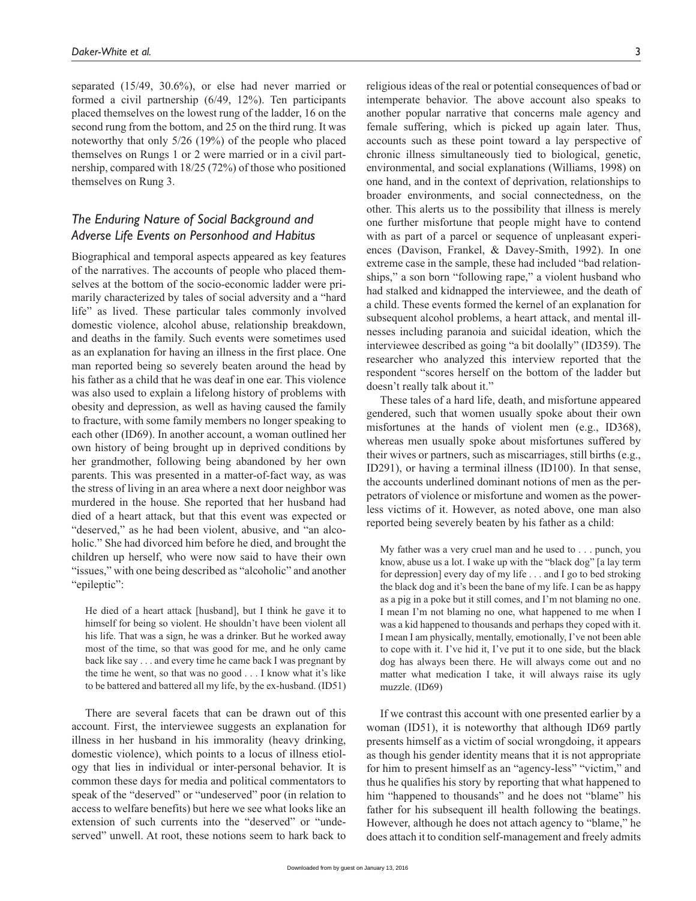separated (15/49, 30.6%), or else had never married or formed a civil partnership (6/49, 12%). Ten participants placed themselves on the lowest rung of the ladder, 16 on the second rung from the bottom, and 25 on the third rung. It was noteworthy that only 5/26 (19%) of the people who placed themselves on Rungs 1 or 2 were married or in a civil partnership, compared with 18/25 (72%) of those who positioned themselves on Rung 3.

## *The Enduring Nature of Social Background and Adverse Life Events on Personhood and Habitus*

Biographical and temporal aspects appeared as key features of the narratives. The accounts of people who placed themselves at the bottom of the socio-economic ladder were primarily characterized by tales of social adversity and a "hard life" as lived. These particular tales commonly involved domestic violence, alcohol abuse, relationship breakdown, and deaths in the family. Such events were sometimes used as an explanation for having an illness in the first place. One man reported being so severely beaten around the head by his father as a child that he was deaf in one ear. This violence was also used to explain a lifelong history of problems with obesity and depression, as well as having caused the family to fracture, with some family members no longer speaking to each other (ID69). In another account, a woman outlined her own history of being brought up in deprived conditions by her grandmother, following being abandoned by her own parents. This was presented in a matter-of-fact way, as was the stress of living in an area where a next door neighbor was murdered in the house. She reported that her husband had died of a heart attack, but that this event was expected or "deserved," as he had been violent, abusive, and "an alcoholic." She had divorced him before he died, and brought the children up herself, who were now said to have their own "issues," with one being described as "alcoholic" and another "epileptic":

> He died of a heart attack [husband], but I think he gave it to himself for being so violent. He shouldn't have been violent all his life. That was a sign, he was a drinker. But he worked away most of the time, so that was good for me, and he only came back like say . . . and every time he came back I was pregnant by the time he went, so that was no good . . . I know what it's like to be battered and battered all my life, by the ex-husband. (ID51)

There are several facets that can be drawn out of this account. First, the interviewee suggests an explanation for illness in her husband in his immorality (heavy drinking, domestic violence), which points to a locus of illness etiology that lies in individual or inter-personal behavior. It is common these days for media and political commentators to speak of the "deserved" or "undeserved" poor (in relation to access to welfare benefits) but here we see what looks like an extension of such currents into the "deserved" or "undeserved" unwell. At root, these notions seem to hark back to religious ideas of the real or potential consequences of bad or intemperate behavior. The above account also speaks to another popular narrative that concerns male agency and female suffering, which is picked up again later. Thus, accounts such as these point toward a lay perspective of chronic illness simultaneously tied to biological, genetic, environmental, and social explanations (Williams, 1998) on one hand, and in the context of deprivation, relationships to broader environments, and social connectedness, on the other. This alerts us to the possibility that illness is merely one further misfortune that people might have to contend with as part of a parcel or sequence of unpleasant experiences (Davison, Frankel, & Davey-Smith, 1992). In one extreme case in the sample, these had included "bad relationships," a son born "following rape," a violent husband who had stalked and kidnapped the interviewee, and the death of a child. These events formed the kernel of an explanation for subsequent alcohol problems, a heart attack, and mental illnesses including paranoia and suicidal ideation, which the interviewee described as going "a bit doolally" (ID359). The researcher who analyzed this interview reported that the respondent "scores herself on the bottom of the ladder but doesn't really talk about it."

These tales of a hard life, death, and misfortune appeared gendered, such that women usually spoke about their own misfortunes at the hands of violent men (e.g., ID368), whereas men usually spoke about misfortunes suffered by their wives or partners, such as miscarriages, still births (e.g., ID291), or having a terminal illness (ID100). In that sense, the accounts underlined dominant notions of men as the perpetrators of violence or misfortune and women as the powerless victims of it. However, as noted above, one man also reported being severely beaten by his father as a child:

> My father was a very cruel man and he used to . . . punch, you know, abuse us a lot. I wake up with the "black dog" [a lay term for depression] every day of my life . . . and I go to bed stroking the black dog and it's been the bane of my life. I can be as happy as a pig in a poke but it still comes, and I'm not blaming no one. I mean I'm not blaming no one, what happened to me when I was a kid happened to thousands and perhaps they coped with it. I mean I am physically, mentally, emotionally, I've not been able to cope with it. I've hid it, I've put it to one side, but the black dog has always been there. He will always come out and no matter what medication I take, it will always raise its ugly muzzle. (ID69)

If we contrast this account with one presented earlier by a woman (ID51), it is noteworthy that although ID69 partly presents himself as a victim of social wrongdoing, it appears as though his gender identity means that it is not appropriate for him to present himself as an "agency-less" "victim," and thus he qualifies his story by reporting that what happened to him "happened to thousands" and he does not "blame" his father for his subsequent ill health following the beatings. However, although he does not attach agency to "blame," he does attach it to condition self-management and freely admits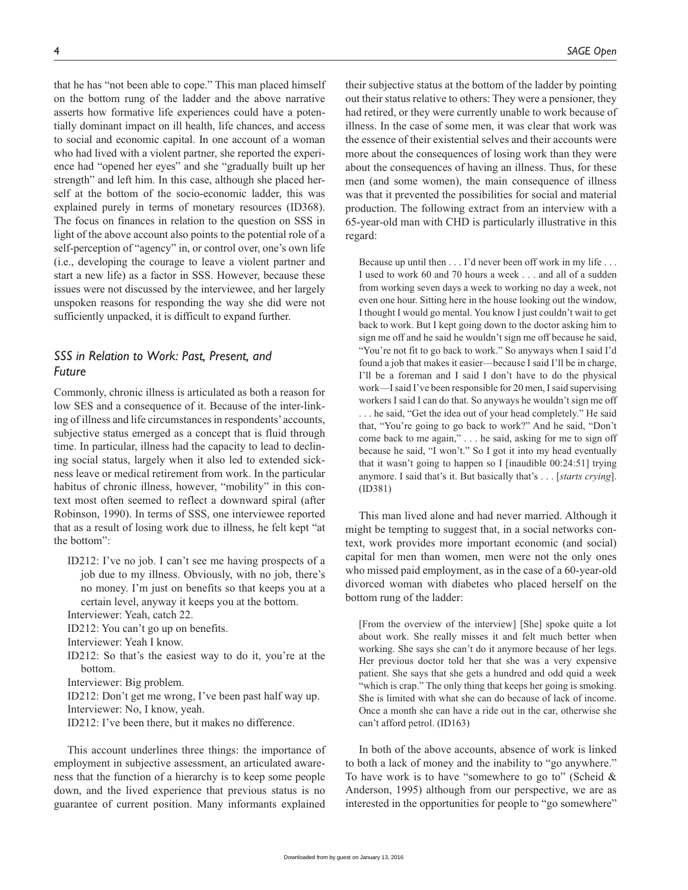that he has "not been able to cope." This man placed himself on the bottom rung of the ladder and the above narrative asserts how formative life experiences could have a potentially dominant impact on ill health, life chances, and access to social and economic capital. In one account of a woman who had lived with a violent partner, she reported the experience had "opened her eyes" and she "gradually built up her strength" and left him. In this case, although she placed herself at the bottom of the socio-economic ladder, this was explained purely in terms of monetary resources (ID368). The focus on finances in relation to the question on SSS in light of the above account also points to the potential role of a self-perception of "agency" in, or control over, one's own life (i.e., developing the courage to leave a violent partner and start a new life) as a factor in SSS. However, because these issues were not discussed by the interviewee, and her largely unspoken reasons for responding the way she did were not sufficiently unpacked, it is difficult to expand further.

## *SSS in Relation to Work: Past, Present, and Future*

Commonly, chronic illness is articulated as both a reason for low SES and a consequence of it. Because of the inter-linking of illness and life circumstances in respondents' accounts, subjective status emerged as a concept that is fluid through time. In particular, illness had the capacity to lead to declining social status, largely when it also led to extended sickness leave or medical retirement from work. In the particular habitus of chronic illness, however, "mobility" in this context most often seemed to reflect a downward spiral (after Robinson, 1990). In terms of SSS, one interviewee reported that as a result of losing work due to illness, he felt kept "at the bottom":

> ID212: I've no job. I can't see me having prospects of a job due to my illness. Obviously, with no job, there's no money. I'm just on benefits so that keeps you at a certain level, anyway it keeps you at the bottom.
> Interviewer: Yeah, catch 22.
> ID212: You can't go up on benefits.
> Interviewer: Yeah I know.
> ID212: So that's the easiest way to do it, you're at the bottom.
> Interviewer: Big problem.
> ID212: Don't get me wrong, I've been past half way up.
> Interviewer: No, I know, yeah.
> ID212: I've been there, but it makes no difference.

This account underlines three things: the importance of employment in subjective assessment, an articulated awareness that the function of a hierarchy is to keep some people down, and the lived experience that previous status is no guarantee of current position. Many informants explained their subjective status at the bottom of the ladder by pointing out their status relative to others: They were a pensioner, they had retired, or they were currently unable to work because of illness. In the case of some men, it was clear that work was the essence of their existential selves and their accounts were more about the consequences of losing work than they were about the consequences of having an illness. Thus, for these men (and some women), the main consequence of illness was that it prevented the possibilities for social and material production. The following extract from an interview with a 65-year-old man with CHD is particularly illustrative in this regard:

> Because up until then . . . I'd never been off work in my life . . . I used to work 60 and 70 hours a week . . . and all of a sudden from working seven days a week to working no day a week, not even one hour. Sitting here in the house looking out the window, I thought I would go mental. You know I just couldn't wait to get back to work. But I kept going down to the doctor asking him to sign me off and he said he wouldn't sign me off because he said, "You're not fit to go back to work." So anyways when I said I'd found a job that makes it easier—because I said I'll be in charge, I'll be a foreman and I said I don't have to do the physical work—I said I've been responsible for 20 men, I said supervising workers I said I can do that. So anyways he wouldn't sign me off . . . he said, "Get the idea out of your head completely." He said that, "You're going to go back to work?" And he said, "Don't come back to me again," . . . he said, asking for me to sign off because he said, "I won't." So I got it into my head eventually that it wasn't going to happen so I [inaudible 00:24:51] trying anymore. I said that's it. But basically that's . . . [*starts crying*]. (ID381)

This man lived alone and had never married. Although it might be tempting to suggest that, in a social networks context, work provides more important economic (and social) capital for men than women, men were not the only ones who missed paid employment, as in the case of a 60-year-old divorced woman with diabetes who placed herself on the bottom rung of the ladder:

> [From the overview of the interview] [She] spoke quite a lot about work. She really misses it and felt much better when working. She says she can't do it anymore because of her legs. Her previous doctor told her that she was a very expensive patient. She says that she gets a hundred and odd quid a week "which is crap." The only thing that keeps her going is smoking. She is limited with what she can do because of lack of income. Once a month she can have a ride out in the car, otherwise she can't afford petrol. (ID163)

In both of the above accounts, absence of work is linked to both a lack of money and the inability to "go anywhere." To have work is to have "somewhere to go to" (Scheid & Anderson, 1995) although from our perspective, we are as interested in the opportunities for people to "go somewhere"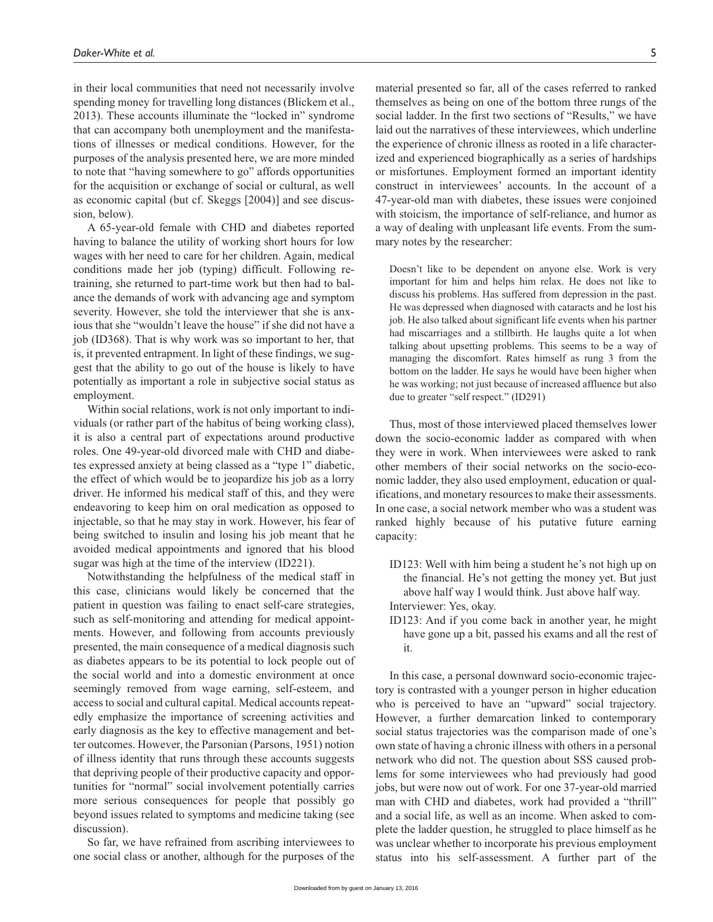in their local communities that need not necessarily involve spending money for travelling long distances (Blickem et al., 2013). These accounts illuminate the "locked in" syndrome that can accompany both unemployment and the manifestations of illnesses or medical conditions. However, for the purposes of the analysis presented here, we are more minded to note that "having somewhere to go" affords opportunities for the acquisition or exchange of social or cultural, as well as economic capital (but cf. Skeggs [2004)] and see discussion, below).

A 65-year-old female with CHD and diabetes reported having to balance the utility of working short hours for low wages with her need to care for her children. Again, medical conditions made her job (typing) difficult. Following retraining, she returned to part-time work but then had to balance the demands of work with advancing age and symptom severity. However, she told the interviewer that she is anxious that she "wouldn't leave the house" if she did not have a job (ID368). That is why work was so important to her, that is, it prevented entrapment. In light of these findings, we suggest that the ability to go out of the house is likely to have potentially as important a role in subjective social status as employment.

Within social relations, work is not only important to individuals (or rather part of the habitus of being working class), it is also a central part of expectations around productive roles. One 49-year-old divorced male with CHD and diabetes expressed anxiety at being classed as a "type 1" diabetic, the effect of which would be to jeopardize his job as a lorry driver. He informed his medical staff of this, and they were endeavoring to keep him on oral medication as opposed to injectable, so that he may stay in work. However, his fear of being switched to insulin and losing his job meant that he avoided medical appointments and ignored that his blood sugar was high at the time of the interview (ID221).

Notwithstanding the helpfulness of the medical staff in this case, clinicians would likely be concerned that the patient in question was failing to enact self-care strategies, such as self-monitoring and attending for medical appointments. However, and following from accounts previously presented, the main consequence of a medical diagnosis such as diabetes appears to be its potential to lock people out of the social world and into a domestic environment at once seemingly removed from wage earning, self-esteem, and access to social and cultural capital. Medical accounts repeatedly emphasize the importance of screening activities and early diagnosis as the key to effective management and better outcomes. However, the Parsonian (Parsons, 1951) notion of illness identity that runs through these accounts suggests that depriving people of their productive capacity and opportunities for "normal" social involvement potentially carries more serious consequences for people that possibly go beyond issues related to symptoms and medicine taking (see discussion).

So far, we have refrained from ascribing interviewees to one social class or another, although for the purposes of the material presented so far, all of the cases referred to ranked themselves as being on one of the bottom three rungs of the social ladder. In the first two sections of "Results," we have laid out the narratives of these interviewees, which underline the experience of chronic illness as rooted in a life characterized and experienced biographically as a series of hardships or misfortunes. Employment formed an important identity construct in interviewees' accounts. In the account of a 47-year-old man with diabetes, these issues were conjoined with stoicism, the importance of self-reliance, and humor as a way of dealing with unpleasant life events. From the summary notes by the researcher:

> Doesn't like to be dependent on anyone else. Work is very important for him and helps him relax. He does not like to discuss his problems. Has suffered from depression in the past. He was depressed when diagnosed with cataracts and he lost his job. He also talked about significant life events when his partner had miscarriages and a stillbirth. He laughs quite a lot when talking about upsetting problems. This seems to be a way of managing the discomfort. Rates himself as rung 3 from the bottom on the ladder. He says he would have been higher when he was working; not just because of increased affluence but also due to greater "self respect." (ID291)

Thus, most of those interviewed placed themselves lower down the socio-economic ladder as compared with when they were in work. When interviewees were asked to rank other members of their social networks on the socio-economic ladder, they also used employment, education or qualifications, and monetary resources to make their assessments. In one case, a social network member who was a student was ranked highly because of his putative future earning capacity:

> ID123: Well with him being a student he's not high up on the financial. He's not getting the money yet. But just above half way I would think. Just above half way.
> Interviewer: Yes, okay.
> ID123: And if you come back in another year, he might have gone up a bit, passed his exams and all the rest of it.

In this case, a personal downward socio-economic trajectory is contrasted with a younger person in higher education who is perceived to have an "upward" social trajectory. However, a further demarcation linked to contemporary social status trajectories was the comparison made of one's own state of having a chronic illness with others in a personal network who did not. The question about SSS caused problems for some interviewees who had previously had good jobs, but were now out of work. For one 37-year-old married man with CHD and diabetes, work had provided a "thrill" and a social life, as well as an income. When asked to complete the ladder question, he struggled to place himself as he was unclear whether to incorporate his previous employment status into his self-assessment. A further part of the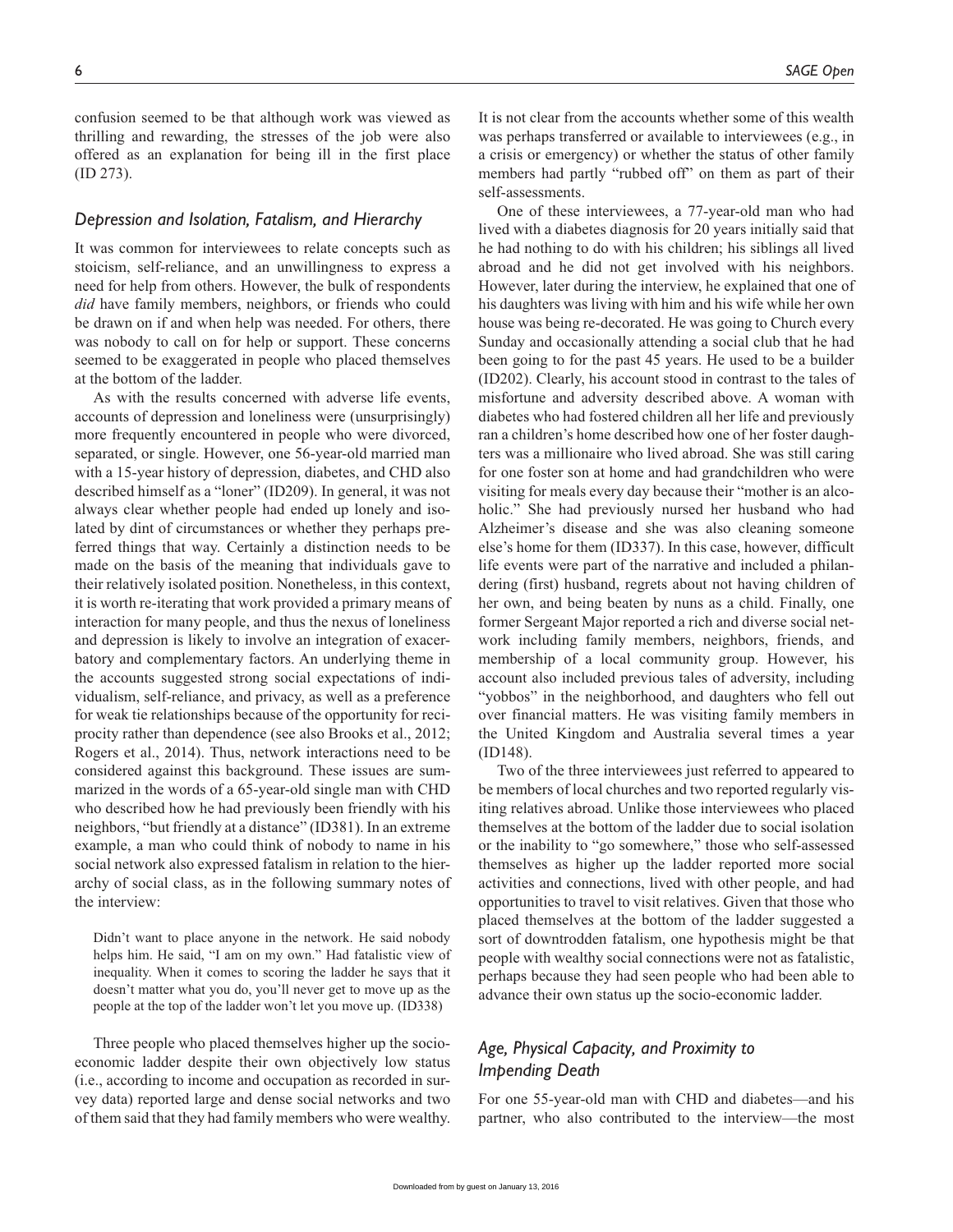confusion seemed to be that although work was viewed as thrilling and rewarding, the stresses of the job were also offered as an explanation for being ill in the first place (ID 273).

### *Depression and Isolation, Fatalism, and Hierarchy*

It was common for interviewees to relate concepts such as stoicism, self-reliance, and an unwillingness to express a need for help from others. However, the bulk of respondents *did* have family members, neighbors, or friends who could be drawn on if and when help was needed. For others, there was nobody to call on for help or support. These concerns seemed to be exaggerated in people who placed themselves at the bottom of the ladder.

As with the results concerned with adverse life events, accounts of depression and loneliness were (unsurprisingly) more frequently encountered in people who were divorced, separated, or single. However, one 56-year-old married man with a 15-year history of depression, diabetes, and CHD also described himself as a "loner" (ID209). In general, it was not always clear whether people had ended up lonely and isolated by dint of circumstances or whether they perhaps preferred things that way. Certainly a distinction needs to be made on the basis of the meaning that individuals gave to their relatively isolated position. Nonetheless, in this context, it is worth re-iterating that work provided a primary means of interaction for many people, and thus the nexus of loneliness and depression is likely to involve an integration of exacerbatory and complementary factors. An underlying theme in the accounts suggested strong social expectations of individualism, self-reliance, and privacy, as well as a preference for weak tie relationships because of the opportunity for reciprocity rather than dependence (see also Brooks et al., 2012; Rogers et al., 2014). Thus, network interactions need to be considered against this background. These issues are summarized in the words of a 65-year-old single man with CHD who described how he had previously been friendly with his neighbors, "but friendly at a distance" (ID381). In an extreme example, a man who could think of nobody to name in his social network also expressed fatalism in relation to the hierarchy of social class, as in the following summary notes of the interview:

> Didn't want to place anyone in the network. He said nobody helps him. He said, "I am on my own." Had fatalistic view of inequality. When it comes to scoring the ladder he says that it doesn't matter what you do, you'll never get to move up as the people at the top of the ladder won't let you move up. (ID338)

Three people who placed themselves higher up the socioeconomic ladder despite their own objectively low status (i.e., according to income and occupation as recorded in survey data) reported large and dense social networks and two of them said that they had family members who were wealthy. It is not clear from the accounts whether some of this wealth was perhaps transferred or available to interviewees (e.g., in a crisis or emergency) or whether the status of other family members had partly "rubbed off" on them as part of their self-assessments.

One of these interviewees, a 77-year-old man who had lived with a diabetes diagnosis for 20 years initially said that he had nothing to do with his children; his siblings all lived abroad and he did not get involved with his neighbors. However, later during the interview, he explained that one of his daughters was living with him and his wife while her own house was being re-decorated. He was going to Church every Sunday and occasionally attending a social club that he had been going to for the past 45 years. He used to be a builder (ID202). Clearly, his account stood in contrast to the tales of misfortune and adversity described above. A woman with diabetes who had fostered children all her life and previously ran a children's home described how one of her foster daughters was a millionaire who lived abroad. She was still caring for one foster son at home and had grandchildren who were visiting for meals every day because their "mother is an alcoholic." She had previously nursed her husband who had Alzheimer's disease and she was also cleaning someone else's home for them (ID337). In this case, however, difficult life events were part of the narrative and included a philandering (first) husband, regrets about not having children of her own, and being beaten by nuns as a child. Finally, one former Sergeant Major reported a rich and diverse social network including family members, neighbors, friends, and membership of a local community group. However, his account also included previous tales of adversity, including "yobbos" in the neighborhood, and daughters who fell out over financial matters. He was visiting family members in the United Kingdom and Australia several times a year (ID148).

Two of the three interviewees just referred to appeared to be members of local churches and two reported regularly visiting relatives abroad. Unlike those interviewees who placed themselves at the bottom of the ladder due to social isolation or the inability to "go somewhere," those who self-assessed themselves as higher up the ladder reported more social activities and connections, lived with other people, and had opportunities to travel to visit relatives. Given that those who placed themselves at the bottom of the ladder suggested a sort of downtrodden fatalism, one hypothesis might be that people with wealthy social connections were not as fatalistic, perhaps because they had seen people who had been able to advance their own status up the socio-economic ladder.

### *Age, Physical Capacity, and Proximity to Impending Death*

For one 55-year-old man with CHD and diabetes—and his partner, who also contributed to the interview—the most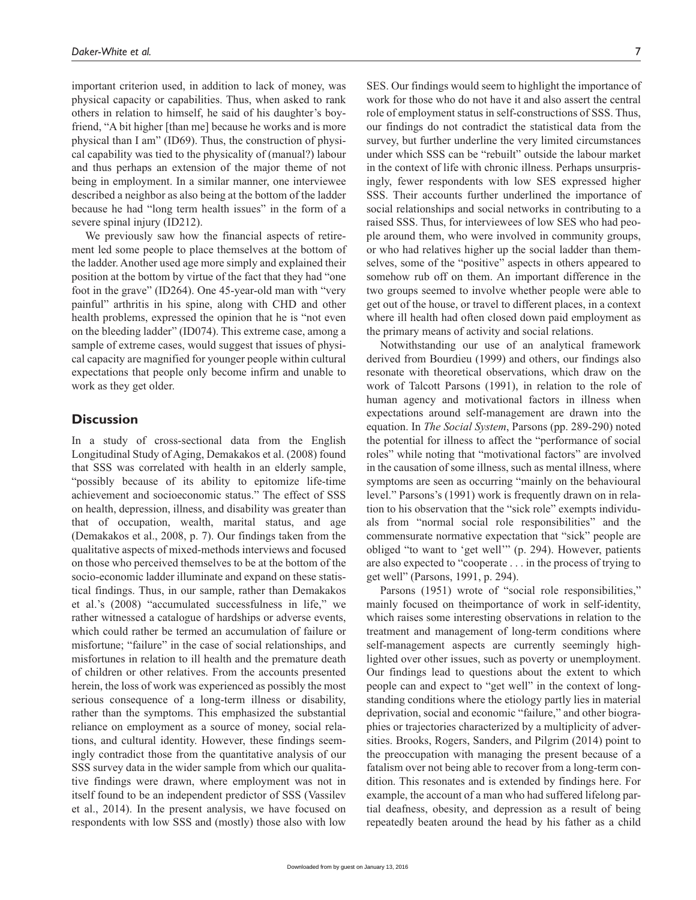important criterion used, in addition to lack of money, was physical capacity or capabilities. Thus, when asked to rank others in relation to himself, he said of his daughter's boyfriend, "A bit higher [than me] because he works and is more physical than I am" (ID69). Thus, the construction of physical capability was tied to the physicality of (manual?) labour and thus perhaps an extension of the major theme of not being in employment. In a similar manner, one interviewee described a neighbor as also being at the bottom of the ladder because he had "long term health issues" in the form of a severe spinal injury (ID212).

We previously saw how the financial aspects of retirement led some people to place themselves at the bottom of the ladder. Another used age more simply and explained their position at the bottom by virtue of the fact that they had "one foot in the grave" (ID264). One 45-year-old man with "very painful" arthritis in his spine, along with CHD and other health problems, expressed the opinion that he is "not even on the bleeding ladder" (ID074). This extreme case, among a sample of extreme cases, would suggest that issues of physical capacity are magnified for younger people within cultural expectations that people only become infirm and unable to work as they get older.

## Discussion

In a study of cross-sectional data from the English Longitudinal Study of Aging, Demakakos et al. (2008) found that SSS was correlated with health in an elderly sample, "possibly because of its ability to epitomize life-time achievement and socioeconomic status." The effect of SSS on health, depression, illness, and disability was greater than that of occupation, wealth, marital status, and age (Demakakos et al., 2008, p. 7). Our findings taken from the qualitative aspects of mixed-methods interviews and focused on those who perceived themselves to be at the bottom of the socio-economic ladder illuminate and expand on these statistical findings. Thus, in our sample, rather than Demakakos et al.'s (2008) "accumulated successfulness in life," we rather witnessed a catalogue of hardships or adverse events, which could rather be termed an accumulation of failure or misfortune; "failure" in the case of social relationships, and misfortunes in relation to ill health and the premature death of children or other relatives. From the accounts presented herein, the loss of work was experienced as possibly the most serious consequence of a long-term illness or disability, rather than the symptoms. This emphasized the substantial reliance on employment as a source of money, social relations, and cultural identity. However, these findings seemingly contradict those from the quantitative analysis of our SSS survey data in the wider sample from which our qualitative findings were drawn, where employment was not in itself found to be an independent predictor of SSS (Vassilev et al., 2014). In the present analysis, we have focused on respondents with low SSS and (mostly) those also with low SES. Our findings would seem to highlight the importance of work for those who do not have it and also assert the central role of employment status in self-constructions of SSS. Thus, our findings do not contradict the statistical data from the survey, but further underline the very limited circumstances under which SSS can be "rebuilt" outside the labour market in the context of life with chronic illness. Perhaps unsurprisingly, fewer respondents with low SES expressed higher SSS. Their accounts further underlined the importance of social relationships and social networks in contributing to a raised SSS. Thus, for interviewees of low SES who had people around them, who were involved in community groups, or who had relatives higher up the social ladder than themselves, some of the "positive" aspects in others appeared to somehow rub off on them. An important difference in the two groups seemed to involve whether people were able to get out of the house, or travel to different places, in a context where ill health had often closed down paid employment as the primary means of activity and social relations.

Notwithstanding our use of an analytical framework derived from Bourdieu (1999) and others, our findings also resonate with theoretical observations, which draw on the work of Talcott Parsons (1991), in relation to the role of human agency and motivational factors in illness when expectations around self-management are drawn into the equation. In *The Social System*, Parsons (pp. 289-290) noted the potential for illness to affect the "performance of social roles" while noting that "motivational factors" are involved in the causation of some illness, such as mental illness, where symptoms are seen as occurring "mainly on the behavioural level." Parsons's (1991) work is frequently drawn on in relation to his observation that the "sick role" exempts individuals from "normal social role responsibilities" and the commensurate normative expectation that "sick" people are obliged "to want to 'get well'" (p. 294). However, patients are also expected to "cooperate . . . in the process of trying to get well" (Parsons, 1991, p. 294).

Parsons (1951) wrote of "social role responsibilities," mainly focused on theimportance of work in self-identity, which raises some interesting observations in relation to the treatment and management of long-term conditions where self-management aspects are currently seemingly highlighted over other issues, such as poverty or unemployment. Our findings lead to questions about the extent to which people can and expect to "get well" in the context of long-standing conditions where the etiology partly lies in material deprivation, social and economic "failure," and other biographies or trajectories characterized by a multiplicity of adversities. Brooks, Rogers, Sanders, and Pilgrim (2014) point to the preoccupation with managing the present because of a fatalism over not being able to recover from a long-term condition. This resonates and is extended by findings here. For example, the account of a man who had suffered lifelong partial deafness, obesity, and depression as a result of being repeatedly beaten around the head by his father as a child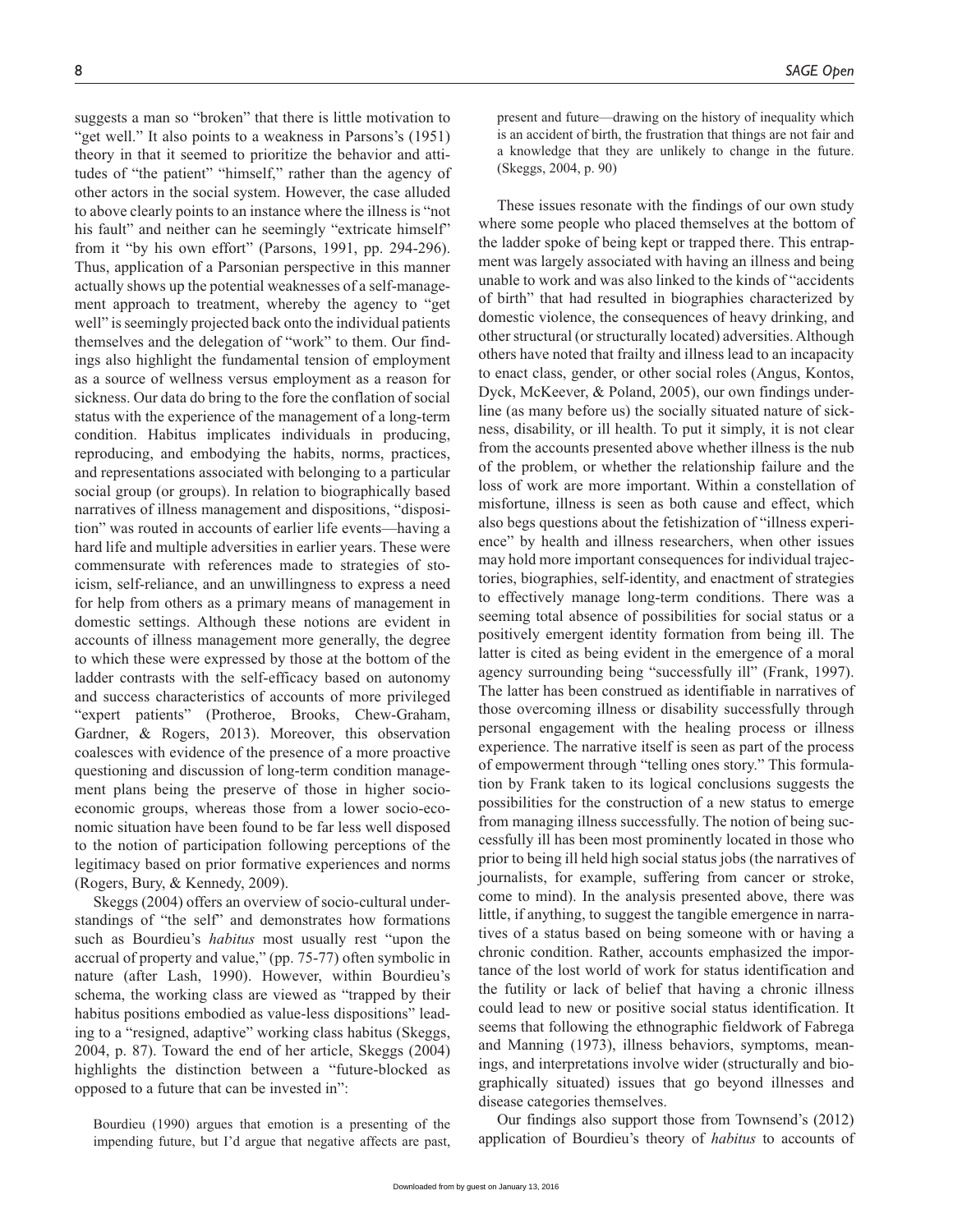suggests a man so "broken" that there is little motivation to "get well." It also points to a weakness in Parsons's (1951) theory in that it seemed to prioritize the behavior and attitudes of "the patient" "himself," rather than the agency of other actors in the social system. However, the case alluded to above clearly points to an instance where the illness is "not his fault" and neither can he seemingly "extricate himself" from it "by his own effort" (Parsons, 1991, pp. 294-296). Thus, application of a Parsonian perspective in this manner actually shows up the potential weaknesses of a self-management approach to treatment, whereby the agency to "get well" is seemingly projected back onto the individual patients themselves and the delegation of "work" to them. Our findings also highlight the fundamental tension of employment as a source of wellness versus employment as a reason for sickness. Our data do bring to the fore the conflation of social status with the experience of the management of a long-term condition. Habitus implicates individuals in producing, reproducing, and embodying the habits, norms, practices, and representations associated with belonging to a particular social group (or groups). In relation to biographically based narratives of illness management and dispositions, "disposition" was routed in accounts of earlier life events—having a hard life and multiple adversities in earlier years. These were commensurate with references made to strategies of stoicism, self-reliance, and an unwillingness to express a need for help from others as a primary means of management in domestic settings. Although these notions are evident in accounts of illness management more generally, the degree to which these were expressed by those at the bottom of the ladder contrasts with the self-efficacy based on autonomy and success characteristics of accounts of more privileged "expert patients" (Protheroe, Brooks, Chew-Graham, Gardner, & Rogers, 2013). Moreover, this observation coalesces with evidence of the presence of a more proactive questioning and discussion of long-term condition management plans being the preserve of those in higher socio-economic groups, whereas those from a lower socio-economic situation have been found to be far less well disposed to the notion of participation following perceptions of the legitimacy based on prior formative experiences and norms (Rogers, Bury, & Kennedy, 2009).

Skeggs (2004) offers an overview of socio-cultural understandings of "the self" and demonstrates how formations such as Bourdieu's *habitus* most usually rest "upon the accrual of property and value," (pp. 75-77) often symbolic in nature (after Lash, 1990). However, within Bourdieu's schema, the working class are viewed as "trapped by their habitus positions embodied as value-less dispositions" leading to a "resigned, adaptive" working class habitus (Skeggs, 2004, p. 87). Toward the end of her article, Skeggs (2004) highlights the distinction between a "future-blocked as opposed to a future that can be invested in":

> Bourdieu (1990) argues that emotion is a presenting of the impending future, but I'd argue that negative affects are past, present and future—drawing on the history of inequality which is an accident of birth, the frustration that things are not fair and a knowledge that they are unlikely to change in the future. (Skeggs, 2004, p. 90)

These issues resonate with the findings of our own study where some people who placed themselves at the bottom of the ladder spoke of being kept or trapped there. This entrapment was largely associated with having an illness and being unable to work and was also linked to the kinds of "accidents of birth" that had resulted in biographies characterized by domestic violence, the consequences of heavy drinking, and other structural (or structurally located) adversities. Although others have noted that frailty and illness lead to an incapacity to enact class, gender, or other social roles (Angus, Kontos, Dyck, McKeever, & Poland, 2005), our own findings underline (as many before us) the socially situated nature of sickness, disability, or ill health. To put it simply, it is not clear from the accounts presented above whether illness is the nub of the problem, or whether the relationship failure and the loss of work are more important. Within a constellation of misfortune, illness is seen as both cause and effect, which also begs questions about the fetishization of "illness experience" by health and illness researchers, when other issues may hold more important consequences for individual trajectories, biographies, self-identity, and enactment of strategies to effectively manage long-term conditions. There was a seeming total absence of possibilities for social status or a positively emergent identity formation from being ill. The latter is cited as being evident in the emergence of a moral agency surrounding being "successfully ill" (Frank, 1997). The latter has been construed as identifiable in narratives of those overcoming illness or disability successfully through personal engagement with the healing process or illness experience. The narrative itself is seen as part of the process of empowerment through "telling ones story." This formulation by Frank taken to its logical conclusions suggests the possibilities for the construction of a new status to emerge from managing illness successfully. The notion of being successfully ill has been most prominently located in those who prior to being ill held high social status jobs (the narratives of journalists, for example, suffering from cancer or stroke, come to mind). In the analysis presented above, there was little, if anything, to suggest the tangible emergence in narratives of a status based on being someone with or having a chronic condition. Rather, accounts emphasized the importance of the lost world of work for status identification and the futility or lack of belief that having a chronic illness could lead to new or positive social status identification. It seems that following the ethnographic fieldwork of Fabrega and Manning (1973), illness behaviors, symptoms, meanings, and interpretations involve wider (structurally and biographically situated) issues that go beyond illnesses and disease categories themselves.

Our findings also support those from Townsend's (2012) application of Bourdieu's theory of *habitus* to accounts of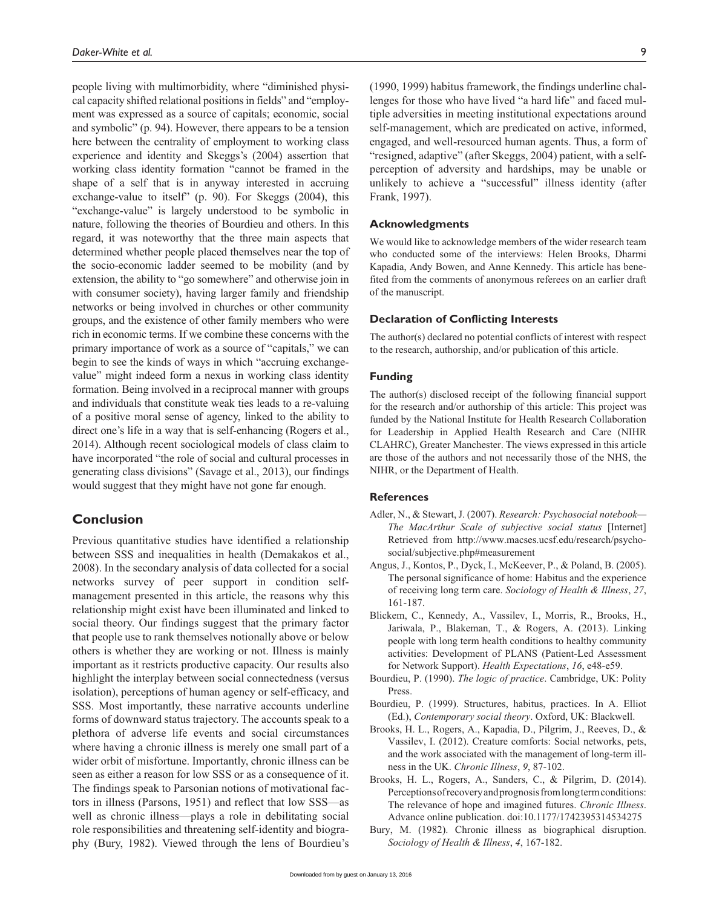people living with multimorbidity, where "diminished physical capacity shifted relational positions in fields" and "employment was expressed as a source of capitals; economic, social and symbolic" (p. 94). However, there appears to be a tension here between the centrality of employment to working class experience and identity and Skeggs's (2004) assertion that working class identity formation "cannot be framed in the shape of a self that is in anyway interested in accruing exchange-value to itself" (p. 90). For Skeggs (2004), this "exchange-value" is largely understood to be symbolic in nature, following the theories of Bourdieu and others. In this regard, it was noteworthy that the three main aspects that determined whether people placed themselves near the top of the socio-economic ladder seemed to be mobility (and by extension, the ability to "go somewhere" and otherwise join in with consumer society), having larger family and friendship networks or being involved in churches or other community groups, and the existence of other family members who were rich in economic terms. If we combine these concerns with the primary importance of work as a source of "capitals," we can begin to see the kinds of ways in which "accruing exchange-value" might indeed form a nexus in working class identity formation. Being involved in a reciprocal manner with groups and individuals that constitute weak ties leads to a re-valuing of a positive moral sense of agency, linked to the ability to direct one's life in a way that is self-enhancing (Rogers et al., 2014). Although recent sociological models of class claim to have incorporated "the role of social and cultural processes in generating class divisions" (Savage et al., 2013), our findings would suggest that they might have not gone far enough.

## Conclusion

Previous quantitative studies have identified a relationship between SSS and inequalities in health (Demakakos et al., 2008). In the secondary analysis of data collected for a social networks survey of peer support in condition self-management presented in this article, the reasons why this relationship might exist have been illuminated and linked to social theory. Our findings suggest that the primary factor that people use to rank themselves notionally above or below others is whether they are working or not. Illness is mainly important as it restricts productive capacity. Our results also highlight the interplay between social connectedness (versus isolation), perceptions of human agency or self-efficacy, and SSS. Most importantly, these narrative accounts underline forms of downward status trajectory. The accounts speak to a plethora of adverse life events and social circumstances where having a chronic illness is merely one small part of a wider orbit of misfortune. Importantly, chronic illness can be seen as either a reason for low SSS or as a consequence of it. The findings speak to Parsonian notions of motivational factors in illness (Parsons, 1951) and reflect that low SSS—as well as chronic illness—plays a role in debilitating social role responsibilities and threatening self-identity and biography (Bury, 1982). Viewed through the lens of Bourdieu's (1990, 1999) habitus framework, the findings underline challenges for those who have lived "a hard life" and faced multiple adversities in meeting institutional expectations around self-management, which are predicated on active, informed, engaged, and well-resourced human agents. Thus, a form of "resigned, adaptive" (after Skeggs, 2004) patient, with a self-perception of adversity and hardships, may be unable or unlikely to achieve a "successful" illness identity (after Frank, 1997).

### Acknowledgments

We would like to acknowledge members of the wider research team who conducted some of the interviews: Helen Brooks, Dharmi Kapadia, Andy Bowen, and Anne Kennedy. This article has benefited from the comments of anonymous referees on an earlier draft of the manuscript.

### Declaration of Conflicting Interests

The author(s) declared no potential conflicts of interest with respect to the research, authorship, and/or publication of this article.

### Funding

The author(s) disclosed receipt of the following financial support for the research and/or authorship of this article: This project was funded by the National Institute for Health Research Collaboration for Leadership in Applied Health Research and Care (NIHR CLAHRC), Greater Manchester. The views expressed in this article are those of the authors and not necessarily those of the NHS, the NIHR, or the Department of Health.

### References

Adler, N., & Stewart, J. (2007). *Research: Psychosocial notebook—The MacArthur Scale of subjective social status* [Internet] Retrieved from http://www.macses.ucsf.edu/research/psychosocial/subjective.php#measurement

Angus, J., Kontos, P., Dyck, I., McKeever, P., & Poland, B. (2005). The personal significance of home: Habitus and the experience of receiving long term care. *Sociology of Health & Illness*, *27*, 161-187.

Blickem, C., Kennedy, A., Vassilev, I., Morris, R., Brooks, H., Jariwala, P., Blakeman, T., & Rogers, A. (2013). Linking people with long term health conditions to healthy community activities: Development of PLANS (Patient-Led Assessment for Network Support). *Health Expectations*, *16*, e48-e59.

Bourdieu, P. (1990). *The logic of practice*. Cambridge, UK: Polity Press.

Bourdieu, P. (1999). Structures, habitus, practices. In A. Elliot (Ed.), *Contemporary social theory*. Oxford, UK: Blackwell.

Brooks, H. L., Rogers, A., Kapadia, D., Pilgrim, J., Reeves, D., & Vassilev, I. (2012). Creature comforts: Social networks, pets, and the work associated with the management of long-term illness in the UK. *Chronic Illness*, *9*, 87-102.

Brooks, H. L., Rogers, A., Sanders, C., & Pilgrim, D. (2014). Perceptions of recovery and prognosis from long term conditions: The relevance of hope and imagined futures. *Chronic Illness*. Advance online publication. doi:10.1177/1742395314534275

Bury, M. (1982). Chronic illness as biographical disruption. *Sociology of Health & Illness*, *4*, 167-182.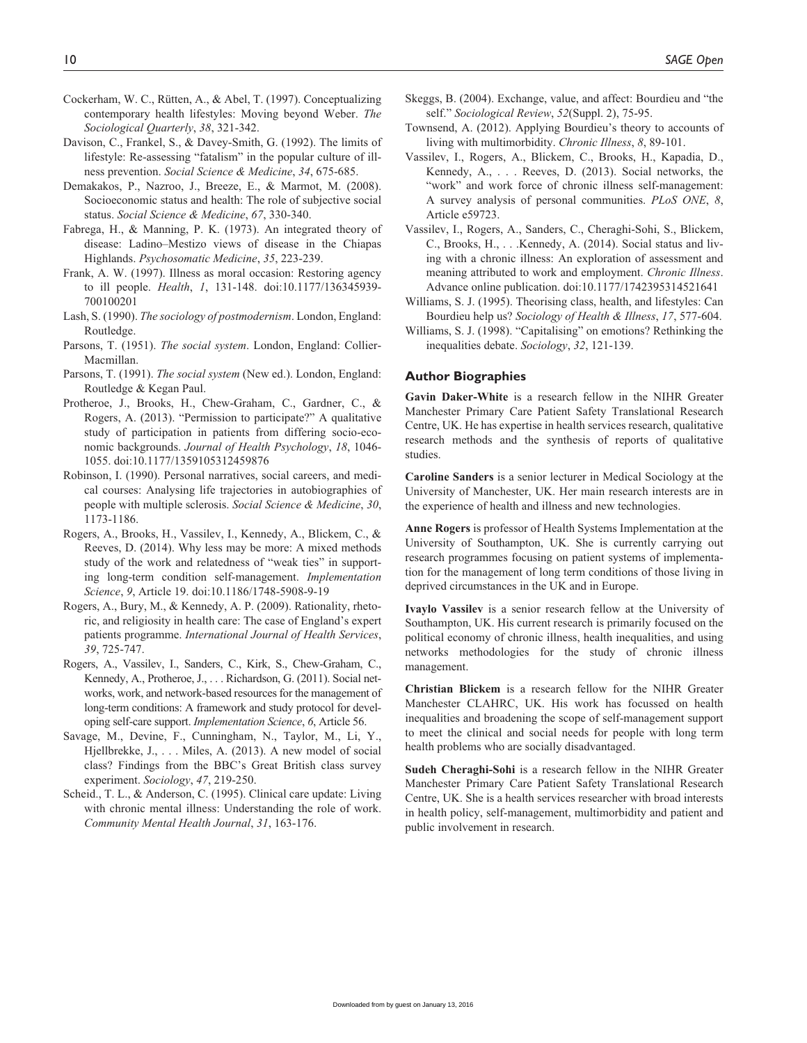Cockerham, W. C., Rütten, A., & Abel, T. (1997). Conceptualizing contemporary health lifestyles: Moving beyond Weber. *The Sociological Quarterly*, *38*, 321-342.

Davison, C., Frankel, S., & Davey-Smith, G. (1992). The limits of lifestyle: Re-assessing "fatalism" in the popular culture of illness prevention. *Social Science & Medicine*, *34*, 675-685.

Demakakos, P., Nazroo, J., Breeze, E., & Marmot, M. (2008). Socioeconomic status and health: The role of subjective social status. *Social Science & Medicine*, *67*, 330-340.

Fabrega, H., & Manning, P. K. (1973). An integrated theory of disease: Ladino–Mestizo views of disease in the Chiapas Highlands. *Psychosomatic Medicine*, *35*, 223-239.

Frank, A. W. (1997). Illness as moral occasion: Restoring agency to ill people. *Health*, *1*, 131-148. doi:10.1177/136345939-700100201

Lash, S. (1990). *The sociology of postmodernism*. London, England: Routledge.

Parsons, T. (1951). *The social system*. London, England: Collier-Macmillan.

Parsons, T. (1991). *The social system* (New ed.). London, England: Routledge & Kegan Paul.

Protheroe, J., Brooks, H., Chew-Graham, C., Gardner, C., & Rogers, A. (2013). "Permission to participate?" A qualitative study of participation in patients from differing socio-economic backgrounds. *Journal of Health Psychology*, *18*, 1046-1055. doi:10.1177/1359105312459876

Robinson, I. (1990). Personal narratives, social careers, and medical courses: Analysing life trajectories in autobiographies of people with multiple sclerosis. *Social Science & Medicine*, *30*, 1173-1186.

Rogers, A., Brooks, H., Vassilev, I., Kennedy, A., Blickem, C., & Reeves, D. (2014). Why less may be more: A mixed methods study of the work and relatedness of "weak ties" in supporting long-term condition self-management. *Implementation Science*, *9*, Article 19. doi:10.1186/1748-5908-9-19

Rogers, A., Bury, M., & Kennedy, A. P. (2009). Rationality, rhetoric, and religiosity in health care: The case of England's expert patients programme. *International Journal of Health Services*, *39*, 725-747.

Rogers, A., Vassilev, I., Sanders, C., Kirk, S., Chew-Graham, C., Kennedy, A., Protheroe, J., . . . Richardson, G. (2011). Social networks, work, and network-based resources for the management of long-term conditions: A framework and study protocol for developing self-care support. *Implementation Science*, *6*, Article 56.

Savage, M., Devine, F., Cunningham, N., Taylor, M., Li, Y., Hjellbrekke, J., . . . Miles, A. (2013). A new model of social class? Findings from the BBC's Great British class survey experiment. *Sociology*, *47*, 219-250.

Scheid., T. L., & Anderson, C. (1995). Clinical care update: Living with chronic mental illness: Understanding the role of work. *Community Mental Health Journal*, *31*, 163-176.

Skeggs, B. (2004). Exchange, value, and affect: Bourdieu and "the self." *Sociological Review*, *52*(Suppl. 2), 75-95.

Townsend, A. (2012). Applying Bourdieu's theory to accounts of living with multimorbidity. *Chronic Illness*, *8*, 89-101.

Vassilev, I., Rogers, A., Blickem, C., Brooks, H., Kapadia, D., Kennedy, A., . . . Reeves, D. (2013). Social networks, the "work" and work force of chronic illness self-management: A survey analysis of personal communities. *PLoS ONE*, *8*, Article e59723.

Vassilev, I., Rogers, A., Sanders, C., Cheraghi-Sohi, S., Blickem, C., Brooks, H., . . .Kennedy, A. (2014). Social status and living with a chronic illness: An exploration of assessment and meaning attributed to work and employment. *Chronic Illness*. Advance online publication. doi:10.1177/1742395314521641

Williams, S. J. (1995). Theorising class, health, and lifestyles: Can Bourdieu help us? *Sociology of Health & Illness*, *17*, 577-604.

Williams, S. J. (1998). "Capitalising" on emotions? Rethinking the inequalities debate. *Sociology*, *32*, 121-139.

## Author Biographies

**Gavin Daker-White** is a research fellow in the NIHR Greater Manchester Primary Care Patient Safety Translational Research Centre, UK. He has expertise in health services research, qualitative research methods and the synthesis of reports of qualitative studies.

**Caroline Sanders** is a senior lecturer in Medical Sociology at the University of Manchester, UK. Her main research interests are in the experience of health and illness and new technologies.

**Anne Rogers** is professor of Health Systems Implementation at the University of Southampton, UK. She is currently carrying out research programmes focusing on patient systems of implementation for the management of long term conditions of those living in deprived circumstances in the UK and in Europe.

**Ivaylo Vassilev** is a senior research fellow at the University of Southampton, UK. His current research is primarily focused on the political economy of chronic illness, health inequalities, and using networks methodologies for the study of chronic illness management.

**Christian Blickem** is a research fellow for the NIHR Greater Manchester CLAHRC, UK. His work has focussed on health inequalities and broadening the scope of self-management support to meet the clinical and social needs for people with long term health problems who are socially disadvantaged.

**Sudeh Cheraghi-Sohi** is a research fellow in the NIHR Greater Manchester Primary Care Patient Safety Translational Research Centre, UK. She is a health services researcher with broad interests in health policy, self-management, multimorbidity and patient and public involvement in research.